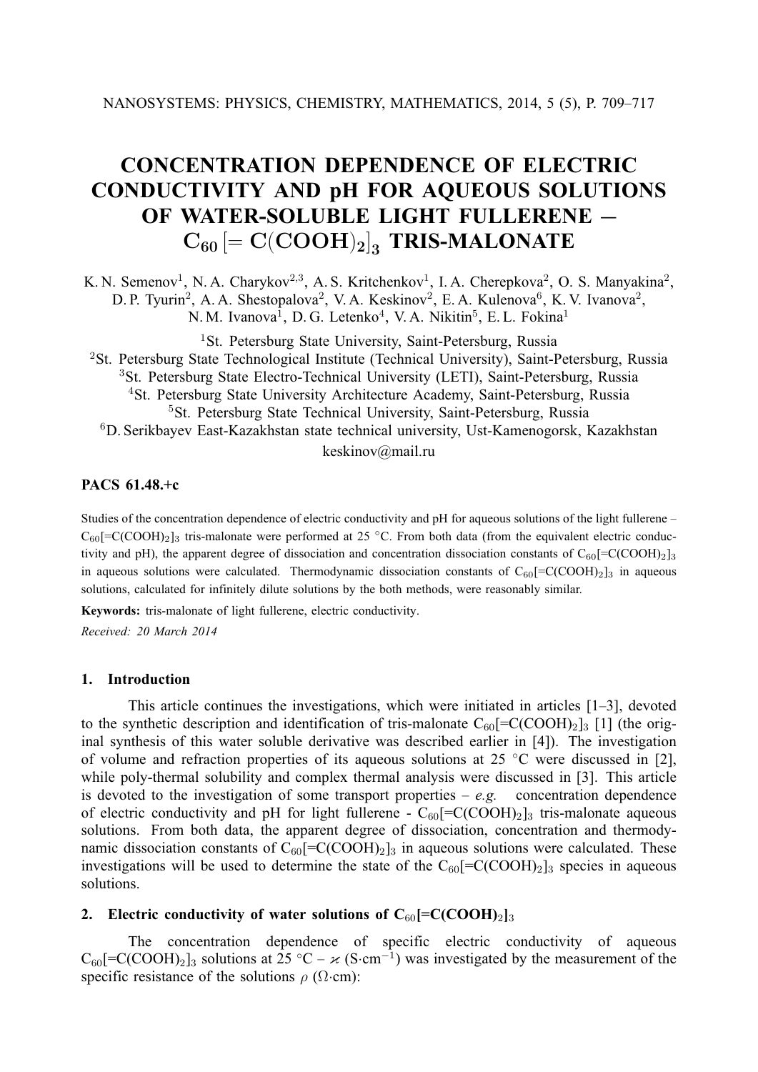# CONCENTRATION DEPENDENCE OF ELECTRIC CONDUCTIVITY AND pH FOR AQUEOUS SOLUTIONS OF WATER-SOLUBLE LIGHT FULLERENE – $C_{60}[=C(COOH)_2]_3$ TRIS-MALONATE

K. N. Semenov[1], N. A. Charykov[2,3], A. S. Kritchenkov[1], I. A. Cherepkova[2], O. S. Manyakina[2], D. P. Tyurin[2], A. A. Shestopalova[2], V. A. Keskinov[2], E. A. Kulenova[6], K. V. Ivanova[2], N. M. Ivanova[1], D. G. Letenko[4], V. A. Nikitin[5], E. L. Fokina[1]

[1]St. Petersburg State University, Saint-Petersburg, Russia
[2]St. Petersburg State Technological Institute (Technical University), Saint-Petersburg, Russia
[3]St. Petersburg State Electro-Technical University (LETI), Saint-Petersburg, Russia
[4]St. Petersburg State University Architecture Academy, Saint-Petersburg, Russia
[5]St. Petersburg State Technical University, Saint-Petersburg, Russia
[6]D. Serikbayev East-Kazakhstan state technical university, Ust-Kamenogorsk, Kazakhstan
keskinov@mail.ru

**PACS 61.48.+c**

Studies of the concentration dependence of electric conductivity and pH for aqueous solutions of the light fullerene – $C_{60}[=C(COOH)_2]_3$ tris-malonate were performed at 25 °C. From both data (from the equivalent electric conductivity and pH), the apparent degree of dissociation and concentration dissociation constants of $C_{60}[=C(COOH)_2]_3$ in aqueous solutions were calculated. Thermodynamic dissociation constants of $C_{60}[=C(COOH)_2]_3$ in aqueous solutions, calculated for infinitely dilute solutions by the both methods, were reasonably similar.

**Keywords:** tris-malonate of light fullerene, electric conductivity.

*Received: 20 March 2014*

## 1. Introduction

This article continues the investigations, which were initiated in articles [1–3], devoted to the synthetic description and identification of tris-malonate $C_{60}[=C(COOH)_2]_3$ [1] (the original synthesis of this water soluble derivative was described earlier in [4]). The investigation of volume and refraction properties of its aqueous solutions at 25 °C were discussed in [2], while poly-thermal solubility and complex thermal analysis were discussed in [3]. This article is devoted to the investigation of some transport properties – *e.g.* concentration dependence of electric conductivity and pH for light fullerene - $C_{60}[=C(COOH)_2]_3$ tris-malonate aqueous solutions. From both data, the apparent degree of dissociation, concentration and thermodynamic dissociation constants of $C_{60}[=C(COOH)_2]_3$ in aqueous solutions were calculated. These investigations will be used to determine the state of the $C_{60}[=C(COOH)_2]_3$ species in aqueous solutions.

## 2. Electric conductivity of water solutions of $C_{60}[=C(COOH)_2]_3$

The concentration dependence of specific electric conductivity of aqueous $C_{60}[=C(COOH)_2]_3$ solutions at 25 °C – $\varkappa$ ($S\cdot cm^{-1}$) was investigated by the measurement of the specific resistance of the solutions $\rho$ ($\Omega\cdot cm$):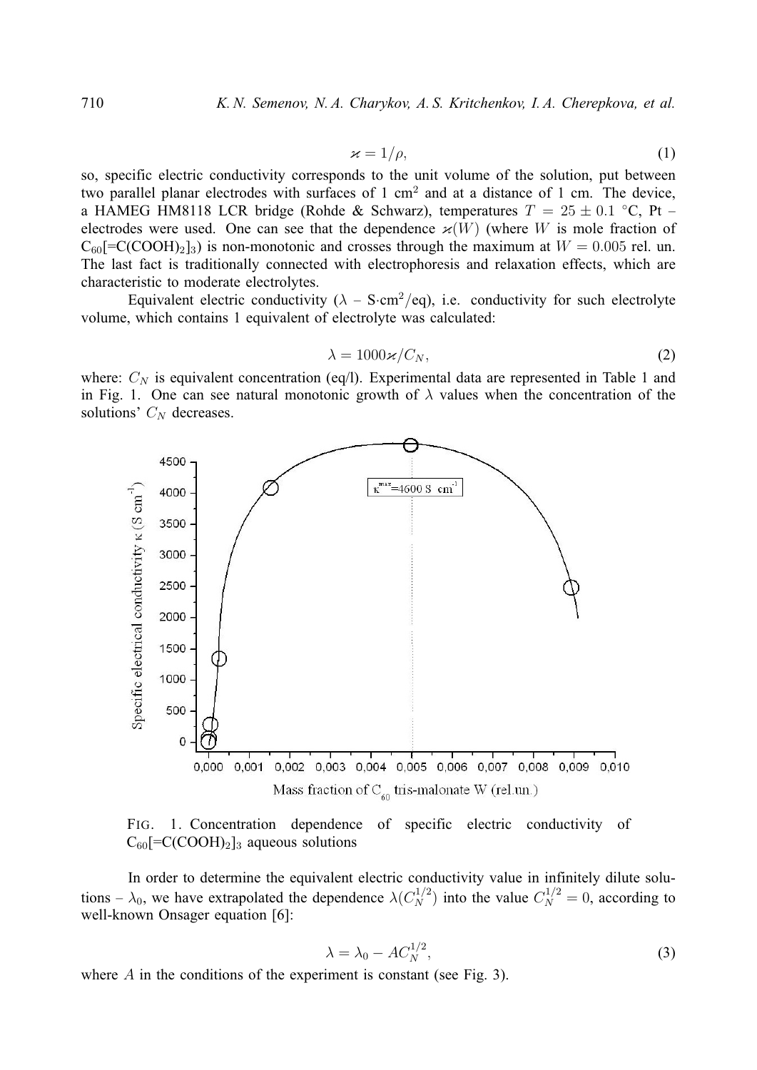$$\varkappa = 1/\rho, \tag{1}$$

so, specific electric conductivity corresponds to the unit volume of the solution, put between two parallel planar electrodes with surfaces of 1 $cm^2$ and at a distance of 1 cm. The device, a HAMEG HM8118 LCR bridge (Rohde & Schwarz), temperatures $T = 25 \pm 0.1$ °C, Pt – electrodes were used. One can see that the dependence $\varkappa(W)$ (where $W$ is mole fraction of $C_{60}[=C(COOH)_2]_3$) is non-monotonic and crosses through the maximum at $W = 0.005$ rel. un. The last fact is traditionally connected with electrophoresis and relaxation effects, which are characteristic to moderate electrolytes.

Equivalent electric conductivity ($\lambda$ – S·$cm^2$/eq), i.e. conductivity for such electrolyte volume, which contains 1 equivalent of electrolyte was calculated:

$$\lambda = 1000\varkappa/C_N, \tag{2}$$

where: $C_N$ is equivalent concentration (eq/l). Experimental data are represented in Table 1 and in Fig. 1. One can see natural monotonic growth of $\lambda$ values when the concentration of the solutions' $C_N$ decreases.

FIG. 1. Concentration dependence of specific electric conductivity of $C_{60}[=C(COOH)_2]_3$ aqueous solutions

In order to determine the equivalent electric conductivity value in infinitely dilute solutions – $\lambda_0$, we have extrapolated the dependence $\lambda(C_N^{1/2})$ into the value $C_N^{1/2} = 0$, according to well-known Onsager equation [6]:

$$\lambda = \lambda_0 - AC_N^{1/2}, \tag{3}$$

where $A$ in the conditions of the experiment is constant (see Fig. 3).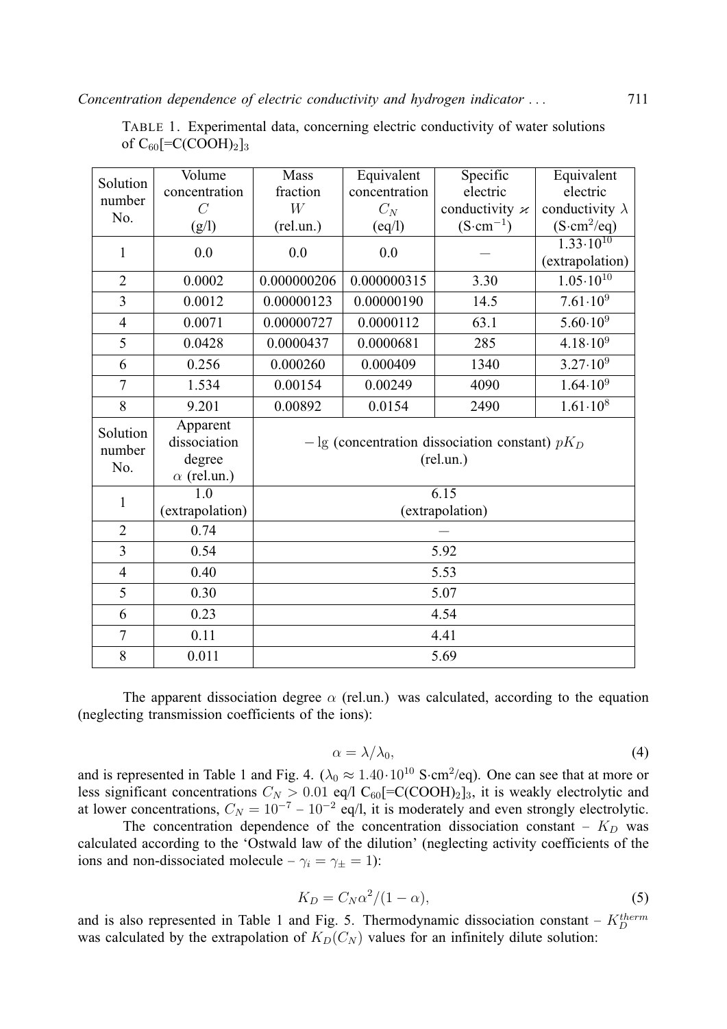TABLE 1. Experimental data, concerning electric conductivity of water solutions of $C_{60}$[=C(COOH)$_2$]$_3$

| Solution number No. | Volume concentration $C$ (g/l) | Mass fraction $W$ (rel.un.) | Equivalent concentration $C_N$ (eq/l) | Specific electric conductivity $\varkappa$ (S·cm$^{-1}$) | Equivalent electric conductivity $\lambda$ (S·cm$^2$/eq) |
|---|---|---|---|---|---|
| 1 | 0.0 | 0.0 | 0.0 | — | $1.33 \cdot 10^{10}$ (extrapolation) |
| 2 | 0.0002 | 0.000000206 | 0.000000315 | 3.30 | $1.05 \cdot 10^{10}$ |
| 3 | 0.0012 | 0.00000123 | 0.00000190 | 14.5 | $7.61 \cdot 10^{9}$ |
| 4 | 0.0071 | 0.00000727 | 0.0000112 | 63.1 | $5.60 \cdot 10^{9}$ |
| 5 | 0.0428 | 0.0000437 | 0.0000681 | 285 | $4.18 \cdot 10^{9}$ |
| 6 | 0.256 | 0.000260 | 0.000409 | 1340 | $3.27 \cdot 10^{9}$ |
| 7 | 1.534 | 0.00154 | 0.00249 | 4090 | $1.64 \cdot 10^{9}$ |
| 8 | 9.201 | 0.00892 | 0.0154 | 2490 | $1.61 \cdot 10^{8}$ |
| **Solution number No.** | **Apparent dissociation degree $\alpha$ (rel.un.)** | **$-\lg$ (concentration dissociation constant) $pK_D$ (rel.un.)** | | | |
| 1 | 1.0 (extrapolation) | 6.15 (extrapolation) | | | |
| 2 | 0.74 | — | | | |
| 3 | 0.54 | 5.92 | | | |
| 4 | 0.40 | 5.53 | | | |
| 5 | 0.30 | 5.07 | | | |
| 6 | 0.23 | 4.54 | | | |
| 7 | 0.11 | 4.41 | | | |
| 8 | 0.011 | 5.69 | | | |

The apparent dissociation degree $\alpha$ (rel.un.) was calculated, according to the equation (neglecting transmission coefficients of the ions):

$$\alpha = \lambda/\lambda_0, \tag{4}$$

and is represented in Table 1 and Fig. 4. ($\lambda_0 \approx 1.40 \cdot 10^{10}$ S·cm$^2$/eq). One can see that at more or less significant concentrations $C_N > 0.01$ eq/l $C_{60}$[=C(COOH)$_2$]$_3$, it is weakly electrolytic and at lower concentrations, $C_N = 10^{-7} - 10^{-2}$ eq/l, it is moderately and even strongly electrolytic.

The concentration dependence of the concentration dissociation constant – $K_D$ was calculated according to the 'Ostwald law of the dilution' (neglecting activity coefficients of the ions and non-dissociated molecule – $\gamma_i = \gamma_\pm = 1$):

$$K_D = C_N \alpha^2/(1 - \alpha), \tag{5}$$

and is also represented in Table 1 and Fig. 5. Thermodynamic dissociation constant – $K_D^{therm}$ was calculated by the extrapolation of $K_D(C_N)$ values for an infinitely dilute solution: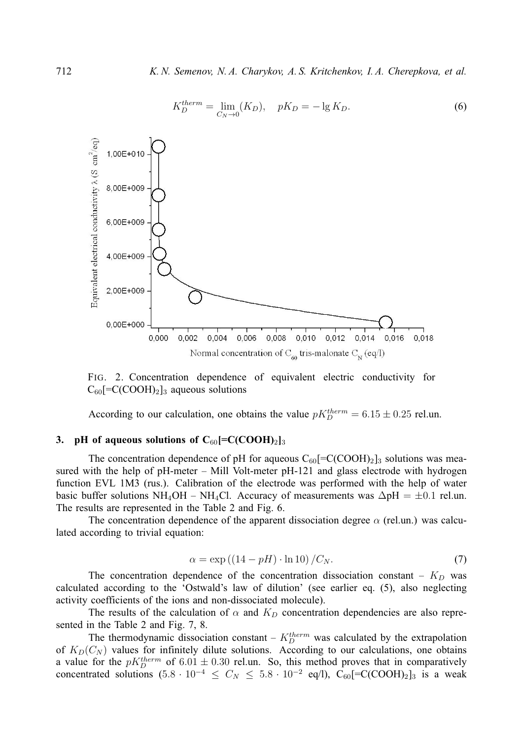$$K_D^{therm} = \lim_{C_N \to 0}(K_D), \quad pK_D = -\lg K_D. \tag{6}$$

FIG. 2. Concentration dependence of equivalent electric conductivity for $C_{60}[=C(COOH)_2]_3$ aqueous solutions

According to our calculation, one obtains the value $pK_D^{therm} = 6.15 \pm 0.25$ rel.un.

### 3. pH of aqueous solutions of $C_{60}[=C(COOH)_2]_3$

The concentration dependence of pH for aqueous $C_{60}[=C(COOH)_2]_3$ solutions was measured with the help of pH-meter – Mill Volt-meter pH-121 and glass electrode with hydrogen function EVL 1M3 (rus.). Calibration of the electrode was performed with the help of water basic buffer solutions $NH_4OH$ – $NH_4Cl$. Accuracy of measurements was $\Delta pH = \pm 0.1$ rel.un. The results are represented in the Table 2 and Fig. 6.

The concentration dependence of the apparent dissociation degree $\alpha$ (rel.un.) was calculated according to trivial equation:

$$\alpha = \exp\left((14 - pH) \cdot \ln 10\right)/C_N. \tag{7}$$

The concentration dependence of the concentration dissociation constant – $K_D$ was calculated according to the 'Ostwald's law of dilution' (see earlier eq. (5), also neglecting activity coefficients of the ions and non-dissociated molecule).

The results of the calculation of $\alpha$ and $K_D$ concentration dependencies are also represented in the Table 2 and Fig. 7, 8.

The thermodynamic dissociation constant – $K_D^{therm}$ was calculated by the extrapolation of $K_D(C_N)$ values for infinitely dilute solutions. According to our calculations, one obtains a value for the $pK_D^{therm}$ of $6.01 \pm 0.30$ rel.un. So, this method proves that in comparatively concentrated solutions ($5.8 \cdot 10^{-4} \leq C_N \leq 5.8 \cdot 10^{-2}$ eq/l), $C_{60}[=C(COOH)_2]_3$ is a weak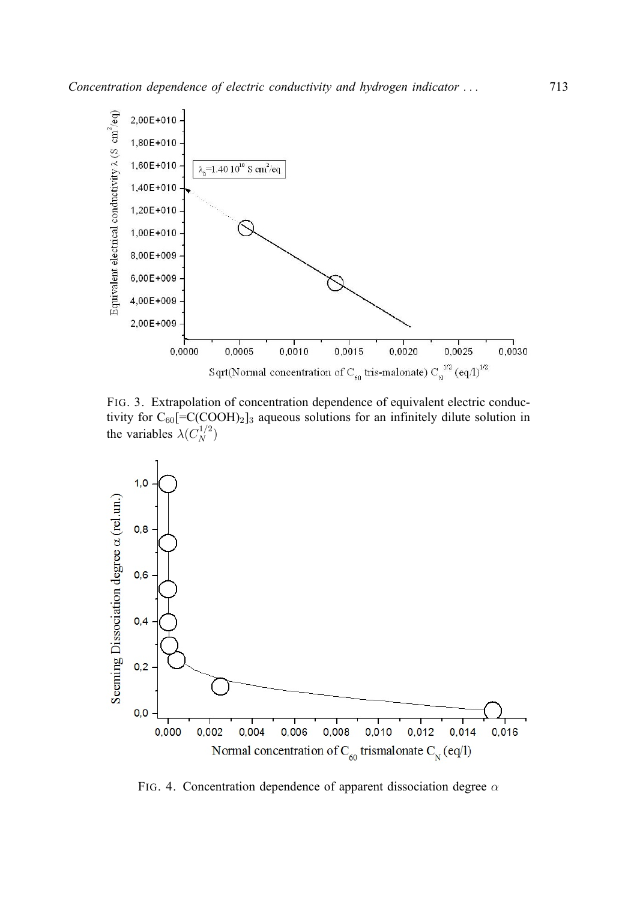FIG. 3. Extrapolation of concentration dependence of equivalent electric conductivity for $C_{60}[=C(COOH)_2]_3$ aqueous solutions for an infinitely dilute solution in the variables $\lambda(C_N^{1/2})$

FIG. 4. Concentration dependence of apparent dissociation degree $\alpha$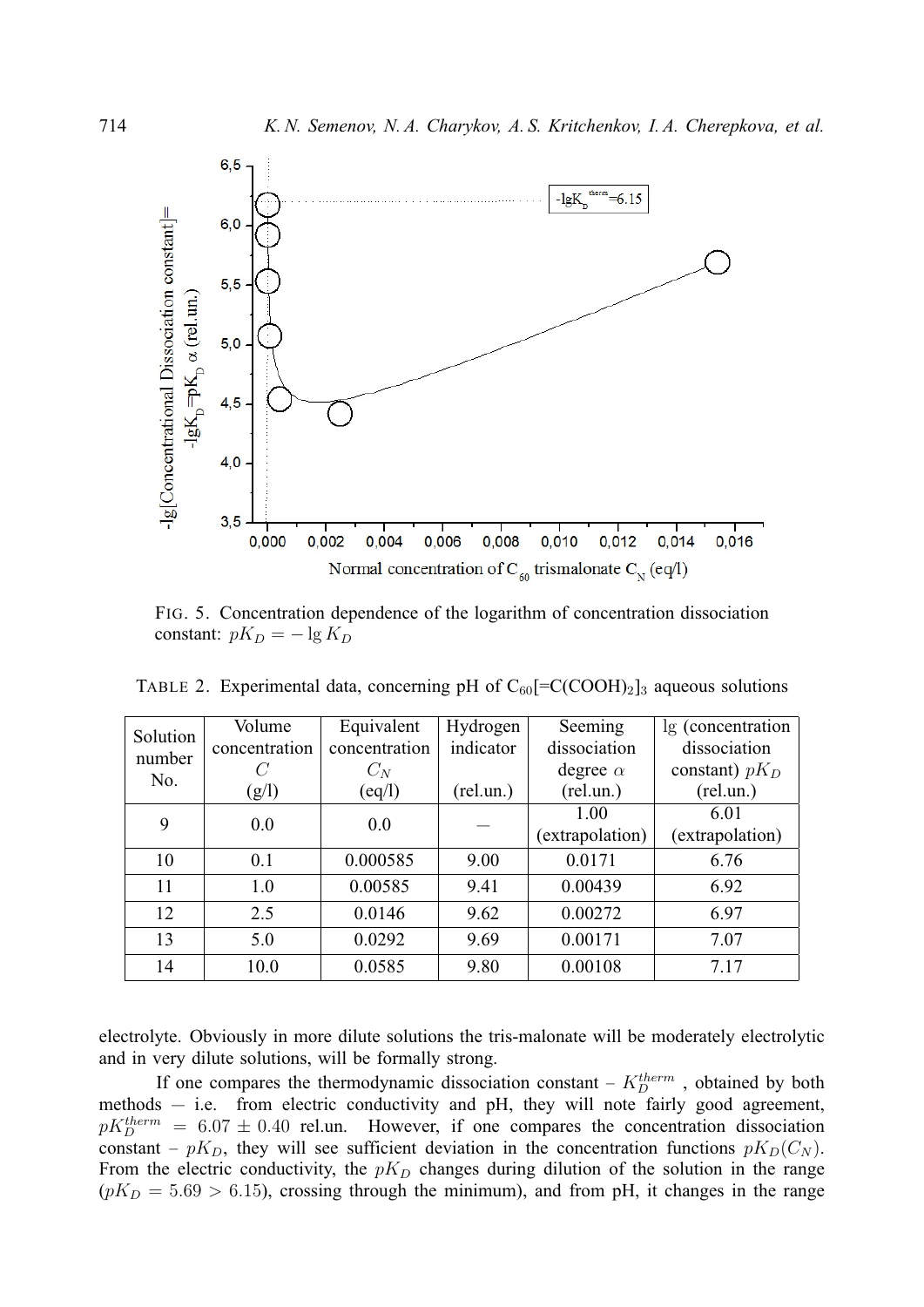FIG. 5. Concentration dependence of the logarithm of concentration dissociation constant: $pK_D = -\lg K_D$

TABLE 2. Experimental data, concerning pH of $C_{60}[=C(COOH)_2]_3$ aqueous solutions

| Solution number No. | Volume concentration $C$ (g/l) | Equivalent concentration $C_N$ (eq/l) | Hydrogen indicator (rel.un.) | Seeming dissociation degree $\alpha$ (rel.un.) | lg (concentration dissociation constant) $pK_D$ (rel.un.) |
|---|---|---|---|---|---|
| 9 | 0.0 | 0.0 | — | 1.00 (extrapolation) | 6.01 (extrapolation) |
| 10 | 0.1 | 0.000585 | 9.00 | 0.0171 | 6.76 |
| 11 | 1.0 | 0.00585 | 9.41 | 0.00439 | 6.92 |
| 12 | 2.5 | 0.0146 | 9.62 | 0.00272 | 6.97 |
| 13 | 5.0 | 0.0292 | 9.69 | 0.00171 | 7.07 |
| 14 | 10.0 | 0.0585 | 9.80 | 0.00108 | 7.17 |

electrolyte. Obviously in more dilute solutions the tris-malonate will be moderately electrolytic and in very dilute solutions, will be formally strong.

If one compares the thermodynamic dissociation constant – $K_D^{therm}$ , obtained by both methods — i.e. from electric conductivity and pH, they will note fairly good agreement, $pK_D^{therm} = 6.07 \pm 0.40$ rel.un. However, if one compares the concentration dissociation constant – $pK_D$, they will see sufficient deviation in the concentration functions $pK_D(C_N)$. From the electric conductivity, the $pK_D$ changes during dilution of the solution in the range ($pK_D = 5.69 > 6.15$), crossing through the minimum), and from pH, it changes in the range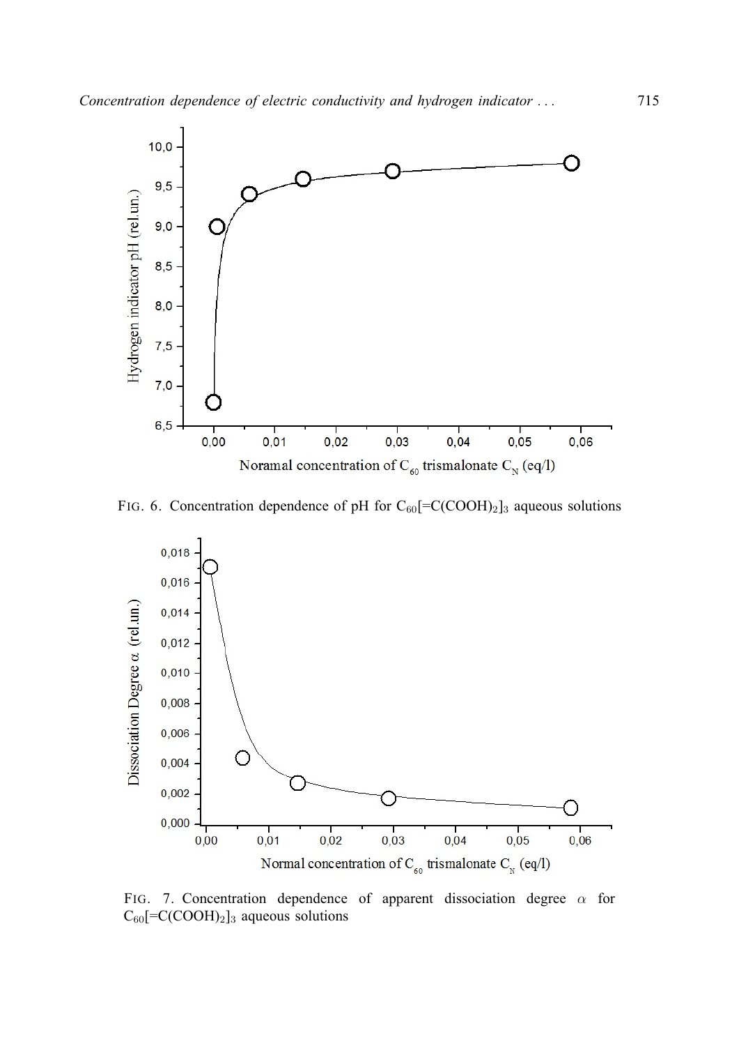FIG. 6. Concentration dependence of pH for $C_{60}[=C(COOH)_2]_3$ aqueous solutions

FIG. 7. Concentration dependence of apparent dissociation degree $\alpha$ for $C_{60}[=C(COOH)_2]_3$ aqueous solutions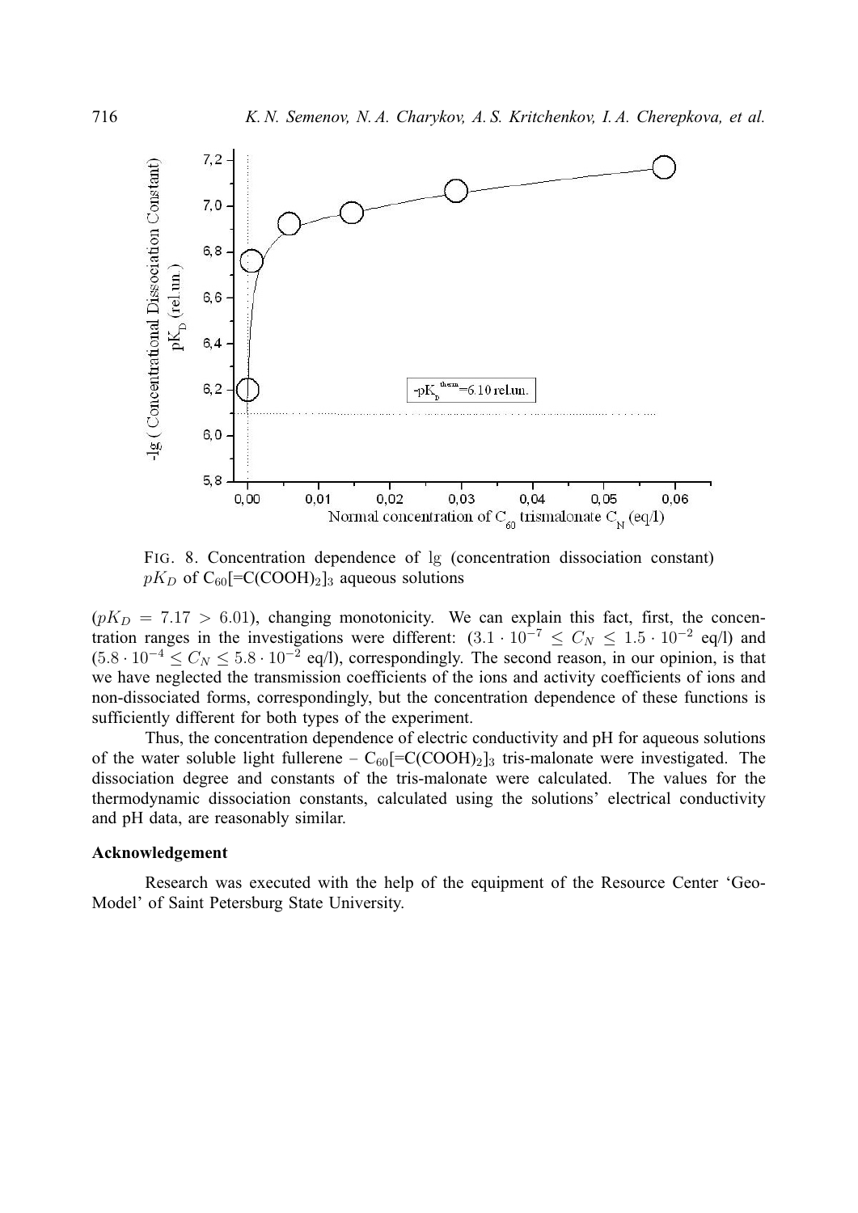FIG. 8. Concentration dependence of lg (concentration dissociation constant) $pK_D$ of $C_{60}[=C(COOH)_2]_3$ aqueous solutions

($pK_D = 7.17 > 6.01$), changing monotonicity. We can explain this fact, first, the concentration ranges in the investigations were different: ($3.1 \cdot 10^{-7} \leq C_N \leq 1.5 \cdot 10^{-2}$ eq/l) and ($5.8 \cdot 10^{-4} \leq C_N \leq 5.8 \cdot 10^{-2}$ eq/l), correspondingly. The second reason, in our opinion, is that we have neglected the transmission coefficients of the ions and activity coefficients of ions and non-dissociated forms, correspondingly, but the concentration dependence of these functions is sufficiently different for both types of the experiment.

Thus, the concentration dependence of electric conductivity and pH for aqueous solutions of the water soluble light fullerene – $C_{60}[=C(COOH)_2]_3$ tris-malonate were investigated. The dissociation degree and constants of the tris-malonate were calculated. The values for the thermodynamic dissociation constants, calculated using the solutions' electrical conductivity and pH data, are reasonably similar.

**Acknowledgement**

Research was executed with the help of the equipment of the Resource Center 'Geo-Model' of Saint Petersburg State University.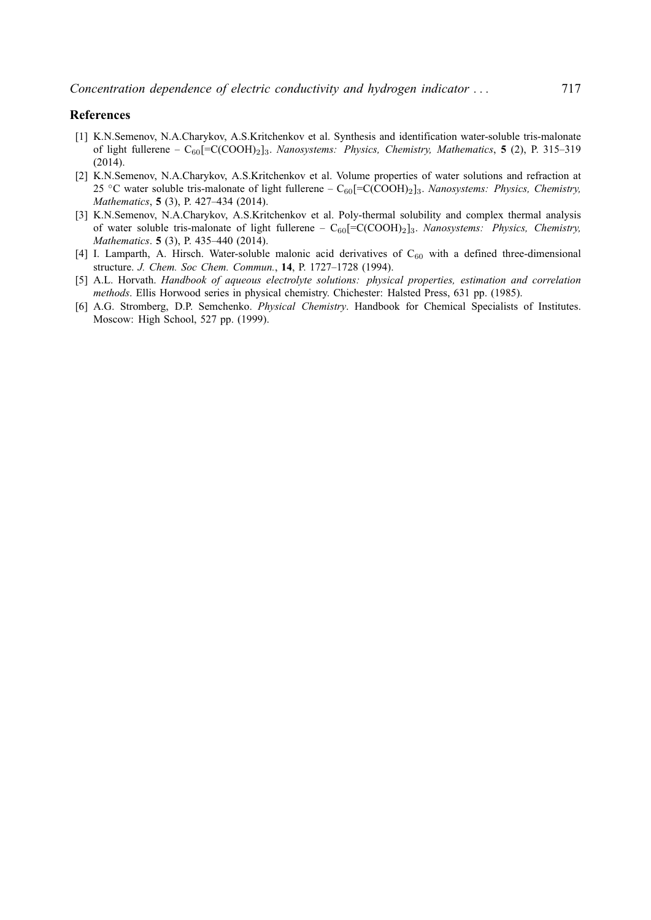## References

[1] K.N.Semenov, N.A.Charykov, A.S.Kritchenkov et al. Synthesis and identification water-soluble tris-malonate of light fullerene – $C_{60}$[=C(COOH)$_2$]$_3$. *Nanosystems: Physics, Chemistry, Mathematics*, **5** (2), P. 315–319 (2014).

[2] K.N.Semenov, N.A.Charykov, A.S.Kritchenkov et al. Volume properties of water solutions and refraction at 25 °C water soluble tris-malonate of light fullerene – $C_{60}$[=C(COOH)$_2$]$_3$. *Nanosystems: Physics, Chemistry, Mathematics*, **5** (3), P. 427–434 (2014).

[3] K.N.Semenov, N.A.Charykov, A.S.Kritchenkov et al. Poly-thermal solubility and complex thermal analysis of water soluble tris-malonate of light fullerene – $C_{60}$[=C(COOH)$_2$]$_3$. *Nanosystems: Physics, Chemistry, Mathematics*. **5** (3), P. 435–440 (2014).

[4] I. Lamparth, A. Hirsch. Water-soluble malonic acid derivatives of $C_{60}$ with a defined three-dimensional structure. *J. Chem. Soc Chem. Commun.*, **14**, P. 1727–1728 (1994).

[5] A.L. Horvath. *Handbook of aqueous electrolyte solutions: physical properties, estimation and correlation methods*. Ellis Horwood series in physical chemistry. Chichester: Halsted Press, 631 pp. (1985).

[6] A.G. Stromberg, D.P. Semchenko. *Physical Chemistry*. Handbook for Chemical Specialists of Institutes. Moscow: High School, 527 pp. (1999).